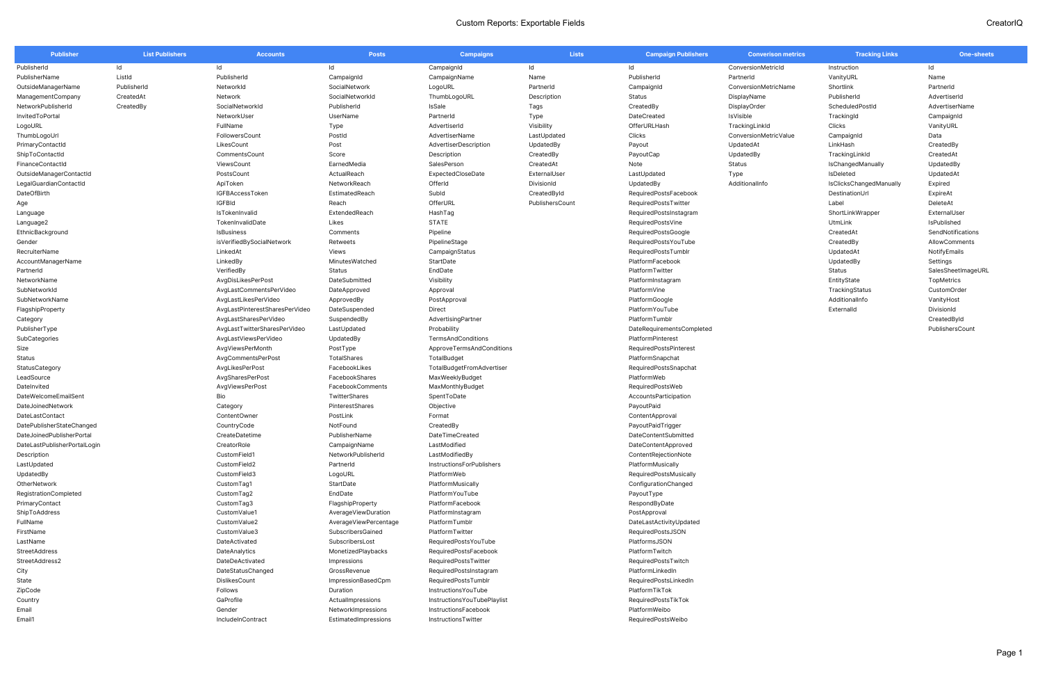# Custom Reports: Exportable Fields

CreatorIQ

| Publisher | List Publishers | Accounts | Posts | Campaigns | Lists | Campaign Publishers | Conversion metrics | Tracking Links | One-sheets |
|---|---|---|---|---|---|---|---|---|---|
| PublisherId | Id | Id | Id | CampaignId | Id | Id | ConversionMetricId | Instruction | Id |
| PublisherName | ListId | PublisherId | CampaignId | CampaignName | Name | PublisherId | PartnerId | VanityURL | Name |
| OutsideManagerName | PublisherId | NetworkId | SocialNetwork | LogoURL | PartnerId | CampaignId | ConversionMetricName | Shortlink | PartnerId |
| ManagementCompany | CreatedAt | Network | SocialNetworkId | ThumbLogoURL | Description | Status | DisplayName | PublisherId | AdvertiserId |
| NetworkPublisherId | CreatedBy | SocialNetworkId | PublisherId | IsSale | Tags | CreatedBy | DisplayOrder | ScheduledPostId | AdvertiserName |
| InvitedToPortal | | NetworkUser | UserName | PartnerId | Type | DateCreated | IsVisible | TrackingId | CampaignId |
| LogoURL | | FullName | Type | AdvertiserId | Visibility | OfferURLHash | TrackingLinkId | Clicks | VanityURL |
| ThumbLogoUrl | | FollowersCount | PostId | AdvertiserName | LastUpdated | Clicks | ConversionMetricValue | CampaignId | Data |
| PrimaryContactId | | LikesCount | Post | AdvertiserDescription | UpdatedBy | Payout | UpdatedAt | LinkHash | CreatedBy |
| ShipToContactId | | CommentsCount | Score | Description | CreatedBy | PayoutCap | UpdatedBy | TrackingLinkId | CreatedAt |
| FinanceContactId | | ViewsCount | EarnedMedia | SalesPerson | CreatedAt | Note | Status | IsChangedManually | UpdatedBy |
| OutsideManagerContactId | | PostsCount | ActualReach | ExpectedCloseDate | ExternalUser | LastUpdated | Type | IsDeleted | UpdatedAt |
| LegalGuardianContactId | | ApiToken | NetworkReach | OfferId | DivisionId | UpdatedBy | AdditionalInfo | IsClicksChangedManually | Expired |
| DateOfBirth | | IGFBAccessToken | EstimatedReach | SubId | CreatedById | RequiredPostsFacebook | | DestinationUrl | ExpireAt |
| Age | | IGFBId | Reach | OfferURL | PublishersCount | RequiredPostsTwitter | | Label | DeleteAt |
| Language | | IsTokenInvalid | ExtendedReach | HashTag | | RequiredPostsInstagram | | ShortLinkWrapper | ExternalUser |
| Language2 | | TokenInvalidDate | Likes | STATE | | RequiredPostsVine | | UtmLink | IsPublished |
| EthnicBackground | | IsBusiness | Comments | Pipeline | | RequiredPostsGoogle | | CreatedAt | SendNotifications |
| Gender | | isVerifiedBySocialNetwork | Retweets | PipelineStage | | RequiredPostsYouTube | | CreatedBy | AllowComments |
| RecruiterName | | LinkedAt | Views | CampaignStatus | | RequiredPostsTumblr | | UpdatedAt | NotifyEmails |
| AccountManagerName | | LinkedBy | MinutesWatched | StartDate | | PlatformFacebook | | UpdatedBy | Settings |
| PartnerId | | VerifiedBy | Status | EndDate | | PlatformTwitter | | Status | SalesSheetImageURL |
| NetworkName | | AvgDisLikesPerPost | DateSubmitted | Visibility | | PlatformInstagram | | EntityState | TopMetrics |
| SubNetworkId | | AvgLastCommentsPerVideo | DateApproved | Approval | | PlatformVine | | TrackingStatus | CustomOrder |
| SubNetworkName | | AvgLastLikesPerVideo | ApprovedBy | PostApproval | | PlatformGoogle | | AdditionalInfo | VanityHost |
| FlagshipProperty | | AvgLastPinterestSharesPerVideo | DateSuspended | Direct | | PlatformYouTube | | ExternalId | DivisionId |
| Category | | AvgLastSharesPerVideo | SuspendedBy | AdvertisingPartner | | PlatformTumblr | | | CreatedById |
| PublisherType | | AvgLastTwitterSharesPerVideo | LastUpdated | Probability | | DateRequirementsCompleted | | | PublishersCount |
| SubCategories | | AvgLastViewsPerVideo | UpdatedBy | TermsAndConditions | | PlatformPinterest | | | |
| Size | | AvgViewsPerMonth | PostType | ApproveTermsAndConditions | | RequiredPostsPinterest | | | |
| Status | | AvgCommentsPerPost | TotalShares | TotalBudget | | PlatformSnapchat | | | |
| StatusCategory | | AvgLikesPerPost | FacebookLikes | TotalBudgetFromAdvertiser | | RequiredPostsSnapchat | | | |
| LeadSource | | AvgSharesPerPost | FacebookShares | MaxWeeklyBudget | | PlatformWeb | | | |
| DateInvited | | AvgViewsPerPost | FacebookComments | MaxMonthlyBudget | | RequiredPostsWeb | | | |
| DateWelcomeEmailSent | | Bio | TwitterShares | SpentToDate | | AccountsParticipation | | | |
| DateJoinedNetwork | | Category | PinterestShares | Objective | | PayoutPaid | | | |
| DateLastContact | | ContentOwner | PostLink | Format | | ContentApproval | | | |
| DatePublisherStateChanged | | CountryCode | NotFound | CreatedBy | | PayoutPaidTrigger | | | |
| DateJoinedPublisherPortal | | CreateDatetime | PublisherName | DateTimeCreated | | DateContentSubmitted | | | |
| DateLastPublisherPortalLogin | | CreatorRole | CampaignName | LastModified | | DateContentApproved | | | |
| Description | | CustomField1 | NetworkPublisherId | LastModifiedBy | | ContentRejectionNote | | | |
| LastUpdated | | CustomField2 | PartnerId | InstructionsForPublishers | | PlatformMusically | | | |
| UpdatedBy | | CustomField3 | LogoURL | PlatformWeb | | RequiredPostsMusically | | | |
| OtherNetwork | | CustomTag1 | StartDate | PlatformMusically | | ConfigurationChanged | | | |
| RegistrationCompleted | | CustomTag2 | EndDate | PlatformYouTube | | PayoutType | | | |
| PrimaryContact | | CustomTag3 | FlagshipProperty | PlatformFacebook | | RespondByDate | | | |
| ShipToAddress | | CustomValue1 | AverageViewDuration | PlatformInstagram | | PostApproval | | | |
| FullName | | CustomValue2 | AverageViewPercentage | PlatformTumblr | | DateLastActivityUpdated | | | |
| FirstName | | CustomValue3 | SubscribersGained | PlatformTwitter | | RequiredPostsJSON | | | |
| LastName | | DateActivated | SubscribersLost | RequiredPostsYouTube | | PlatformsJSON | | | |
| StreetAddress | | DateAnalytics | MonetizedPlaybacks | RequiredPostsFacebook | | PlatformTwitch | | | |
| StreetAddress2 | | DateDeActivated | Impressions | RequiredPostsTwitter | | RequiredPostsTwitch | | | |
| City | | DateStatusChanged | GrossRevenue | RequiredPostsInstagram | | PlatformLinkedIn | | | |
| State | | DislikesCount | ImpressionBasedCpm | RequiredPostsTumblr | | RequiredPostsLinkedIn | | | |
| ZipCode | | Follows | Duration | InstructionsYouTube | | PlatformTikTok | | | |
| Country | | GaProfile | ActualImpressions | InstructionsYouTubePlaylist | | RequiredPostsTikTok | | | |
| Email | | Gender | NetworkImpressions | InstructionsFacebook | | PlatformWeibo | | | |
| Email1 | | IncludeInContract | EstimatedImpressions | InstructionsTwitter | | RequiredPostsWeibo | | | |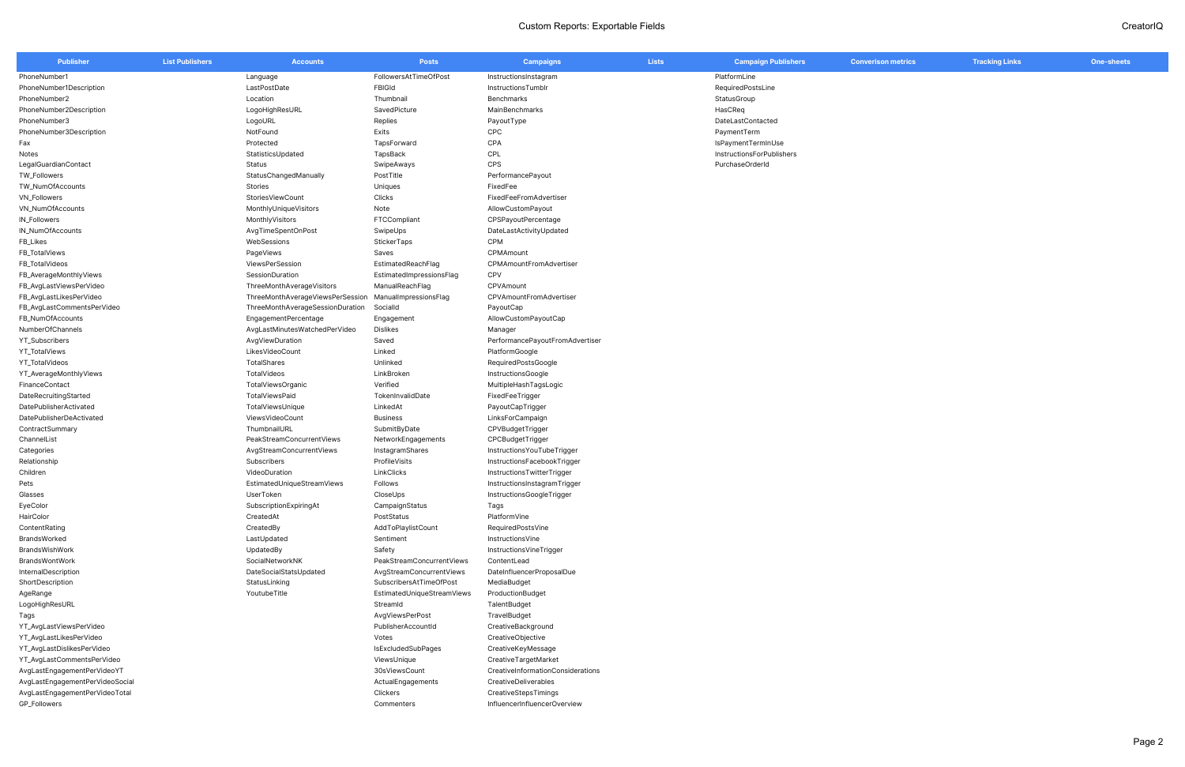| Publisher | List Publishers | Accounts | Posts | Campaigns | Lists | Campaign Publishers | Conversion metrics | Tracking Links | One-sheets |
|---|---|---|---|---|---|---|---|---|---|
| PhoneNumber1 | | Language | FollowersAtTimeOfPost | InstructionsInstagram | | PlatformLine | | | |
| PhoneNumber1Description | | LastPostDate | FBIGId | InstructionsTumblr | | RequiredPostsLine | | | |
| PhoneNumber2 | | Location | Thumbnail | Benchmarks | | StatusGroup | | | |
| PhoneNumber2Description | | LogoHighResURL | SavedPicture | MainBenchmarks | | HasCReq | | | |
| PhoneNumber3 | | LogoURL | Replies | PayoutType | | DateLastContacted | | | |
| PhoneNumber3Description | | NotFound | Exits | CPC | | PaymentTerm | | | |
| Fax | | Protected | TapsForward | CPA | | IsPaymentTermInUse | | | |
| Notes | | StatisticsUpdated | TapsBack | CPL | | InstructionsForPublishers | | | |
| LegalGuardianContact | | Status | SwipeAways | CPS | | PurchaseOrderId | | | |
| TW_Followers | | StatusChangedManually | PostTitle | PerformancePayout | | | | | |
| TW_NumOfAccounts | | Stories | Uniques | FixedFee | | | | | |
| VN_Followers | | StoriesViewCount | Clicks | FixedFeeFromAdvertiser | | | | | |
| VN_NumOfAccounts | | MonthlyUniqueVisitors | Note | AllowCustomPayout | | | | | |
| IN_Followers | | MonthlyVisitors | FTCCompliant | CPSPayoutPercentage | | | | | |
| IN_NumOfAccounts | | AvgTimeSpentOnPost | SwipeUps | DateLastActivityUpdated | | | | | |
| FB_Likes | | WebSessions | StickerTaps | CPM | | | | | |
| FB_TotalViews | | PageViews | Saves | CPMAmount | | | | | |
| FB_TotalVideos | | ViewsPerSession | EstimatedReachFlag | CPMAmountFromAdvertiser | | | | | |
| FB_AverageMonthlyViews | | SessionDuration | EstimatedImpressionsFlag | CPV | | | | | |
| FB_AvgLastViewsPerVideo | | ThreeMonthAverageVisitors | ManualReachFlag | CPVAmount | | | | | |
| FB_AvgLastLikesPerVideo | | ThreeMonthAverageViewsPerSession | ManualImpressionsFlag | CPVAmountFromAdvertiser | | | | | |
| FB_AvgLastCommentsPerVideo | | ThreeMonthAverageSessionDuration | SocialId | PayoutCap | | | | | |
| FB_NumOfAccounts | | EngagementPercentage | Engagement | AllowCustomPayoutCap | | | | | |
| NumberOfChannels | | AvgLastMinutesWatchedPerVideo | Dislikes | Manager | | | | | |
| YT_Subscribers | | AvgViewDuration | Saved | PerformancePayoutFromAdvertiser | | | | | |
| YT_TotalViews | | LikesVideoCount | Linked | PlatformGoogle | | | | | |
| YT_TotalVideos | | TotalShares | Unlinked | RequiredPostsGoogle | | | | | |
| YT_AverageMonthlyViews | | TotalVideos | LinkBroken | InstructionsGoogle | | | | | |
| FinanceContact | | TotalViewsOrganic | Verified | MultipleHashTagsLogic | | | | | |
| DateRecruitingStarted | | TotalViewsPaid | TokenInvalidDate | FixedFeeTrigger | | | | | |
| DatePublisherActivated | | TotalViewsUnique | LinkedAt | PayoutCapTrigger | | | | | |
| DatePublisherDeActivated | | ViewsVideoCount | Business | LinksForCampaign | | | | | |
| ContractSummary | | ThumbnailURL | SubmitByDate | CPVBudgetTrigger | | | | | |
| ChannelList | | PeakStreamConcurrentViews | NetworkEngagements | CPCBudgetTrigger | | | | | |
| Categories | | AvgStreamConcurrentViews | InstagramShares | InstructionsYouTubeTrigger | | | | | |
| Relationship | | Subscribers | ProfileVisits | InstructionsFacebookTrigger | | | | | |
| Children | | VideoDuration | LinkClicks | InstructionsTwitterTrigger | | | | | |
| Pets | | EstimatedUniqueStreamViews | Follows | InstructionsInstagramTrigger | | | | | |
| Glasses | | UserToken | CloseUps | InstructionsGoogleTrigger | | | | | |
| EyeColor | | SubscriptionExpiringAt | CampaignStatus | Tags | | | | | |
| HairColor | | CreatedAt | PostStatus | PlatformVine | | | | | |
| ContentRating | | CreatedBy | AddToPlaylistCount | RequiredPostsVine | | | | | |
| BrandsWorked | | LastUpdated | Sentiment | InstructionsVine | | | | | |
| BrandsWishWork | | UpdatedBy | Safety | InstructionsVineTrigger | | | | | |
| BrandsWontWork | | SocialNetworkNK | PeakStreamConcurrentViews | ContentLead | | | | | |
| InternalDescription | | DateSocialStatsUpdated | AvgStreamConcurrentViews | DateInfluencerProposalDue | | | | | |
| ShortDescription | | StatusLinking | SubscribersAtTimeOfPost | MediaBudget | | | | | |
| AgeRange | | YoutubeTitle | EstimatedUniqueStreamViews | ProductionBudget | | | | | |
| LogoHighResURL | | | StreamId | TalentBudget | | | | | |
| Tags | | | AvgViewsPerPost | TravelBudget | | | | | |
| YT_AvgLastViewsPerVideo | | | PublisherAccountId | CreativeBackground | | | | | |
| YT_AvgLastLikesPerVideo | | | Votes | CreativeObjective | | | | | |
| YT_AvgLastDislikesPerVideo | | | IsExcludedSubPages | CreativeKeyMessage | | | | | |
| YT_AvgLastCommentsPerVideo | | | ViewsUnique | CreativeTargetMarket | | | | | |
| AvgLastEngagementPerVideoYT | | | 30sViewsCount | CreativeInformationConsiderations | | | | | |
| AvgLastEngagementPerVideoSocial | | | ActualEngagements | CreativeDeliverables | | | | | |
| AvgLastEngagementPerVideoTotal | | | Clickers | CreativeStepsTimings | | | | | |
| GP_Followers | | | Commenters | InfluencerInfluencerOverview | | | | | |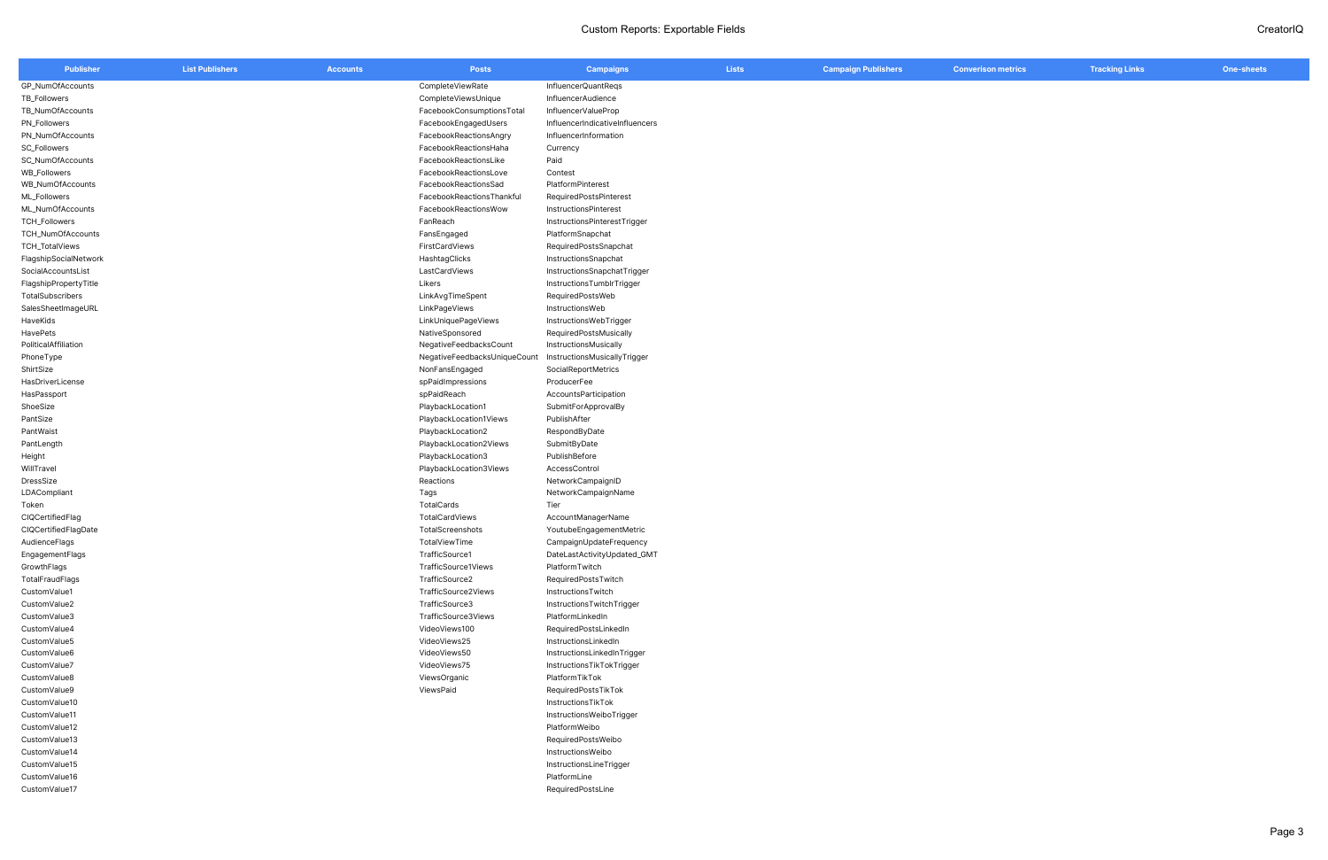# Custom Reports: Exportable Fields

| Publisher | List Publishers | Accounts | Posts | Campaigns | Lists | Campaign Publishers | Conversion metrics | Tracking Links | One-sheets |
|---|---|---|---|---|---|---|---|---|---|
| GP_NumOfAccounts | | | CompleteViewRate | InfluencerQuantReqs | | | | | |
| TB_Followers | | | CompleteViewsUnique | InfluencerAudience | | | | | |
| TB_NumOfAccounts | | | FacebookConsumptionsTotal | InfluencerValueProp | | | | | |
| PN_Followers | | | FacebookEngagedUsers | InfluencerIndicativeInfluencers | | | | | |
| PN_NumOfAccounts | | | FacebookReactionsAngry | InfluencerInformation | | | | | |
| SC_Followers | | | FacebookReactionsHaha | Currency | | | | | |
| SC_NumOfAccounts | | | FacebookReactionsLike | Paid | | | | | |
| WB_Followers | | | FacebookReactionsLove | Contest | | | | | |
| WB_NumOfAccounts | | | FacebookReactionsSad | PlatformPinterest | | | | | |
| ML_Followers | | | FacebookReactionsThankful | RequiredPostsPinterest | | | | | |
| ML_NumOfAccounts | | | FacebookReactionsWow | InstructionsPinterest | | | | | |
| TCH_Followers | | | FanReach | InstructionsPinterestTrigger | | | | | |
| TCH_NumOfAccounts | | | FansEngaged | PlatformSnapchat | | | | | |
| TCH_TotalViews | | | FirstCardViews | RequiredPostsSnapchat | | | | | |
| FlagshipSocialNetwork | | | HashtagClicks | InstructionsSnapchat | | | | | |
| SocialAccountsList | | | LastCardViews | InstructionsSnapchatTrigger | | | | | |
| FlagshipPropertyTitle | | | Likers | InstructionsTumblrTrigger | | | | | |
| TotalSubscribers | | | LinkAvgTimeSpent | RequiredPostsWeb | | | | | |
| SalesSheetImageURL | | | LinkPageViews | InstructionsWeb | | | | | |
| HaveKids | | | LinkUniquePageViews | InstructionsWebTrigger | | | | | |
| HavePets | | | NativeSponsored | RequiredPostsMusically | | | | | |
| PoliticalAffiliation | | | NegativeFeedbacksCount | InstructionsMusically | | | | | |
| PhoneType | | | NegativeFeedbacksUniqueCount | InstructionsMusicallyTrigger | | | | | |
| ShirtSize | | | NonFansEngaged | SocialReportMetrics | | | | | |
| HasDriverLicense | | | spPaidImpressions | ProducerFee | | | | | |
| HasPassport | | | spPaidReach | AccountsParticipation | | | | | |
| ShoeSize | | | PlaybackLocation1 | SubmitForApprovalBy | | | | | |
| PantSize | | | PlaybackLocation1Views | PublishAfter | | | | | |
| PantWaist | | | PlaybackLocation2 | RespondByDate | | | | | |
| PantLength | | | PlaybackLocation2Views | SubmitByDate | | | | | |
| Height | | | PlaybackLocation3 | PublishBefore | | | | | |
| WillTravel | | | PlaybackLocation3Views | AccessControl | | | | | |
| DressSize | | | Reactions | NetworkCampaignID | | | | | |
| LDACompliant | | | Tags | NetworkCampaignName | | | | | |
| Token | | | TotalCards | Tier | | | | | |
| CIQCertifiedFlag | | | TotalCardViews | AccountManagerName | | | | | |
| CIQCertifiedFlagDate | | | TotalScreenshots | YoutubeEngagementMetric | | | | | |
| AudienceFlags | | | TotalViewTime | CampaignUpdateFrequency | | | | | |
| EngagementFlags | | | TrafficSource1 | DateLastActivityUpdated_GMT | | | | | |
| GrowthFlags | | | TrafficSource1Views | PlatformTwitch | | | | | |
| TotalFraudFlags | | | TrafficSource2 | RequiredPostsTwitch | | | | | |
| CustomValue1 | | | TrafficSource2Views | InstructionsTwitch | | | | | |
| CustomValue2 | | | TrafficSource3 | InstructionsTwitchTrigger | | | | | |
| CustomValue3 | | | TrafficSource3Views | PlatformLinkedIn | | | | | |
| CustomValue4 | | | VideoViews100 | RequiredPostsLinkedIn | | | | | |
| CustomValue5 | | | VideoViews25 | InstructionsLinkedIn | | | | | |
| CustomValue6 | | | VideoViews50 | InstructionsLinkedInTrigger | | | | | |
| CustomValue7 | | | VideoViews75 | InstructionsTikTokTrigger | | | | | |
| CustomValue8 | | | ViewsOrganic | PlatformTikTok | | | | | |
| CustomValue9 | | | ViewsPaid | RequiredPostsTikTok | | | | | |
| CustomValue10 | | | | InstructionsTikTok | | | | | |
| CustomValue11 | | | | InstructionsWeiboTrigger | | | | | |
| CustomValue12 | | | | PlatformWeibo | | | | | |
| CustomValue13 | | | | RequiredPostsWeibo | | | | | |
| CustomValue14 | | | | InstructionsWeibo | | | | | |
| CustomValue15 | | | | InstructionsLineTrigger | | | | | |
| CustomValue16 | | | | PlatformLine | | | | | |
| CustomValue17 | | | | RequiredPostsLine | | | | | |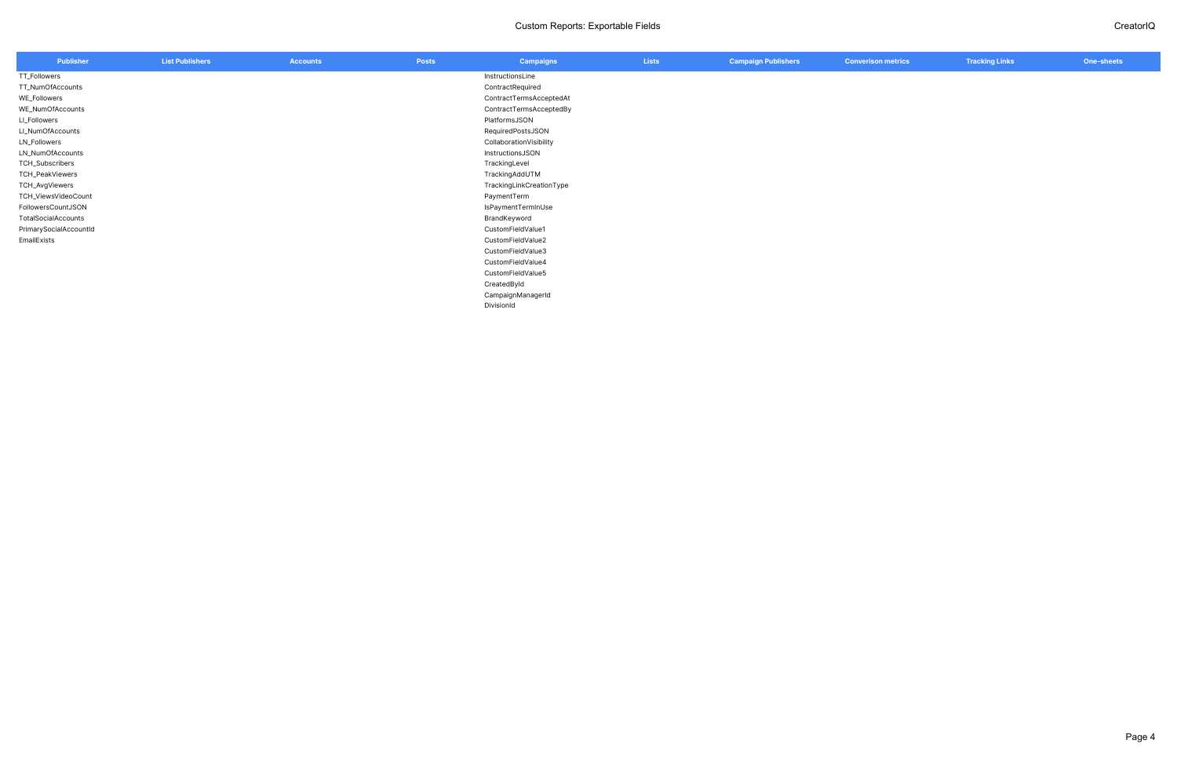| Publisher | List Publishers | Accounts | Posts | Campaigns | Lists | Campaign Publishers | Conversion metrics | Tracking Links | One-sheets |
|---|---|---|---|---|---|---|---|---|---|
| TT_Followers | | | | InstructionsLine | | | | | |
| TT_NumOfAccounts | | | | ContractRequired | | | | | |
| WE_Followers | | | | ContractTermsAcceptedAt | | | | | |
| WE_NumOfAccounts | | | | ContractTermsAcceptedBy | | | | | |
| LI_Followers | | | | PlatformsJSON | | | | | |
| LI_NumOfAccounts | | | | RequiredPostsJSON | | | | | |
| LN_Followers | | | | CollaborationVisibility | | | | | |
| LN_NumOfAccounts | | | | InstructionsJSON | | | | | |
| TCH_Subscribers | | | | TrackingLevel | | | | | |
| TCH_PeakViewers | | | | TrackingAddUTM | | | | | |
| TCH_AvgViewers | | | | TrackingLinkCreationType | | | | | |
| TCH_ViewsVideoCount | | | | PaymentTerm | | | | | |
| FollowersCountJSON | | | | IsPaymentTermInUse | | | | | |
| TotalSocialAccounts | | | | BrandKeyword | | | | | |
| PrimarySocialAccountId | | | | CustomFieldValue1 | | | | | |
| EmailExists | | | | CustomFieldValue2 | | | | | |
| | | | | CustomFieldValue3 | | | | | |
| | | | | CustomFieldValue4 | | | | | |
| | | | | CustomFieldValue5 | | | | | |
| | | | | CreatedById | | | | | |
| | | | | CampaignManagerId | | | | | |
| | | | | DivisionId | | | | | |